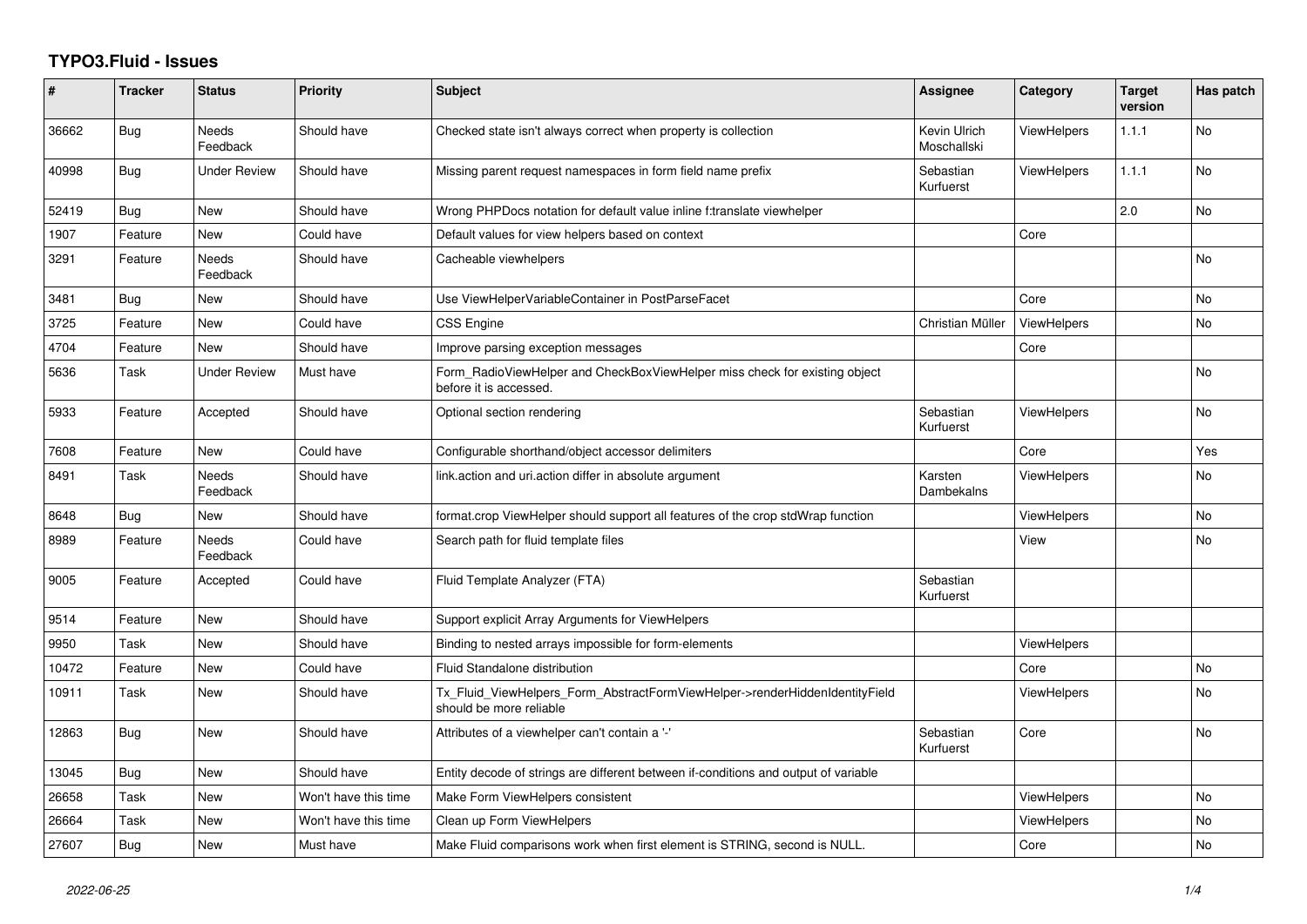# TYPO3.Fluid - Issues

| # | Tracker | Status | Priority | Subject | Assignee | Category | Target version | Has patch |
|---|---|---|---|---|---|---|---|---|
| 36662 | Bug | Needs Feedback | Should have | Checked state isn't always correct when property is collection | Kevin Ulrich Moschallski | ViewHelpers | 1.1.1 | No |
| 40998 | Bug | Under Review | Should have | Missing parent request namespaces in form field name prefix | Sebastian Kurfuerst | ViewHelpers | 1.1.1 | No |
| 52419 | Bug | New | Should have | Wrong PHPDocs notation for default value inline f:translate viewhelper | | | 2.0 | No |
| 1907 | Feature | New | Could have | Default values for view helpers based on context | | Core | | |
| 3291 | Feature | Needs Feedback | Should have | Cacheable viewhelpers | | | | No |
| 3481 | Bug | New | Should have | Use ViewHelperVariableContainer in PostParseFacet | | Core | | No |
| 3725 | Feature | New | Could have | CSS Engine | Christian Müller | ViewHelpers | | No |
| 4704 | Feature | New | Should have | Improve parsing exception messages | | Core | | |
| 5636 | Task | Under Review | Must have | Form_RadioViewHelper and CheckBoxViewHelper miss check for existing object before it is accessed. | | | | No |
| 5933 | Feature | Accepted | Should have | Optional section rendering | Sebastian Kurfuerst | ViewHelpers | | No |
| 7608 | Feature | New | Could have | Configurable shorthand/object accessor delimiters | | Core | | Yes |
| 8491 | Task | Needs Feedback | Should have | link.action and uri.action differ in absolute argument | Karsten Dambekalns | ViewHelpers | | No |
| 8648 | Bug | New | Should have | format.crop ViewHelper should support all features of the crop stdWrap function | | ViewHelpers | | No |
| 8989 | Feature | Needs Feedback | Could have | Search path for fluid template files | | View | | No |
| 9005 | Feature | Accepted | Could have | Fluid Template Analyzer (FTA) | Sebastian Kurfuerst | | | |
| 9514 | Feature | New | Should have | Support explicit Array Arguments for ViewHelpers | | | | |
| 9950 | Task | New | Should have | Binding to nested arrays impossible for form-elements | | ViewHelpers | | |
| 10472 | Feature | New | Could have | Fluid Standalone distribution | | Core | | No |
| 10911 | Task | New | Should have | Tx_Fluid_ViewHelpers_Form_AbstractFormViewHelper->renderHiddenIdentityField should be more reliable | | ViewHelpers | | No |
| 12863 | Bug | New | Should have | Attributes of a viewhelper can't contain a '-' | Sebastian Kurfuerst | Core | | No |
| 13045 | Bug | New | Should have | Entity decode of strings are different between if-conditions and output of variable | | | | |
| 26658 | Task | New | Won't have this time | Make Form ViewHelpers consistent | | ViewHelpers | | No |
| 26664 | Task | New | Won't have this time | Clean up Form ViewHelpers | | ViewHelpers | | No |
| 27607 | Bug | New | Must have | Make Fluid comparisons work when first element is STRING, second is NULL. | | Core | | No |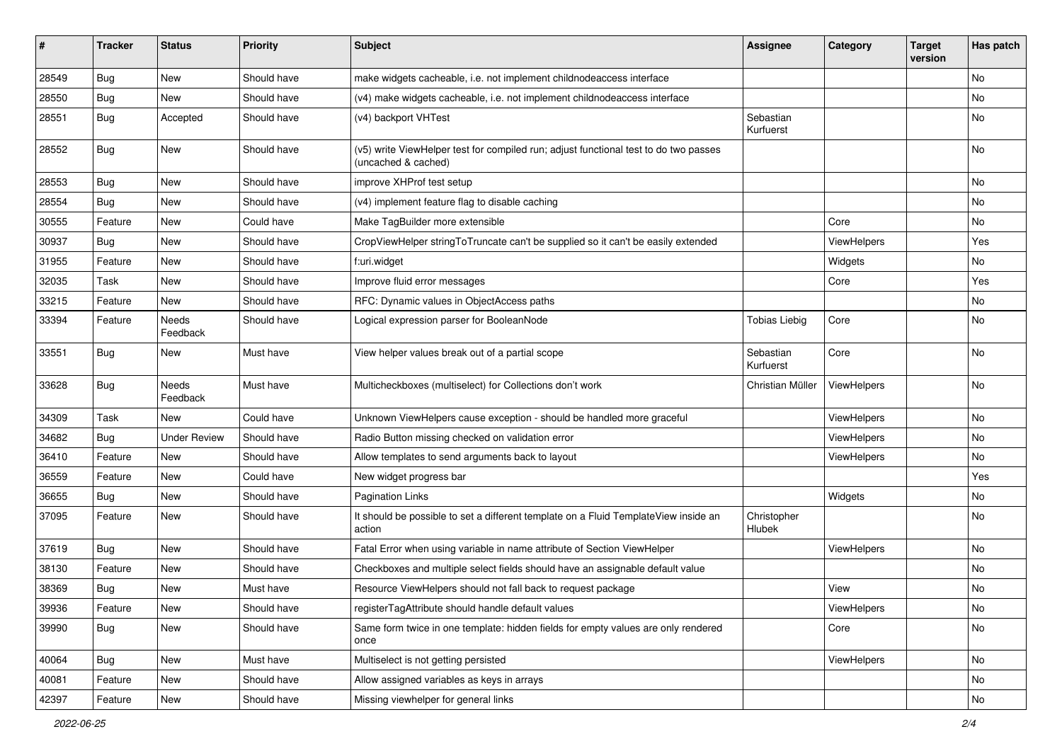| # | Tracker | Status | Priority | Subject | Assignee | Category | Target version | Has patch |
|---|---|---|---|---|---|---|---|---|
| 28549 | Bug | New | Should have | make widgets cacheable, i.e. not implement childnodeaccess interface | | | | No |
| 28550 | Bug | New | Should have | (v4) make widgets cacheable, i.e. not implement childnodeaccess interface | | | | No |
| 28551 | Bug | Accepted | Should have | (v4) backport VHTest | Sebastian Kurfuerst | | | No |
| 28552 | Bug | New | Should have | (v5) write ViewHelper test for compiled run; adjust functional test to do two passes (uncached & cached) | | | | No |
| 28553 | Bug | New | Should have | improve XHProf test setup | | | | No |
| 28554 | Bug | New | Should have | (v4) implement feature flag to disable caching | | | | No |
| 30555 | Feature | New | Could have | Make TagBuilder more extensible | | Core | | No |
| 30937 | Bug | New | Should have | CropViewHelper stringToTruncate can't be supplied so it can't be easily extended | | ViewHelpers | | Yes |
| 31955 | Feature | New | Should have | f:uri.widget | | Widgets | | No |
| 32035 | Task | New | Should have | Improve fluid error messages | | Core | | Yes |
| 33215 | Feature | New | Should have | RFC: Dynamic values in ObjectAccess paths | | | | No |
| 33394 | Feature | Needs Feedback | Should have | Logical expression parser for BooleanNode | Tobias Liebig | Core | | No |
| 33551 | Bug | New | Must have | View helper values break out of a partial scope | Sebastian Kurfuerst | Core | | No |
| 33628 | Bug | Needs Feedback | Must have | Multicheckboxes (multiselect) for Collections don't work | Christian Müller | ViewHelpers | | No |
| 34309 | Task | New | Could have | Unknown ViewHelpers cause exception - should be handled more graceful | | ViewHelpers | | No |
| 34682 | Bug | Under Review | Should have | Radio Button missing checked on validation error | | ViewHelpers | | No |
| 36410 | Feature | New | Should have | Allow templates to send arguments back to layout | | ViewHelpers | | No |
| 36559 | Feature | New | Could have | New widget progress bar | | | | Yes |
| 36655 | Bug | New | Should have | Pagination Links | | Widgets | | No |
| 37095 | Feature | New | Should have | It should be possible to set a different template on a Fluid TemplateView inside an action | Christopher Hlubek | | | No |
| 37619 | Bug | New | Should have | Fatal Error when using variable in name attribute of Section ViewHelper | | ViewHelpers | | No |
| 38130 | Feature | New | Should have | Checkboxes and multiple select fields should have an assignable default value | | | | No |
| 38369 | Bug | New | Must have | Resource ViewHelpers should not fall back to request package | | View | | No |
| 39936 | Feature | New | Should have | registerTagAttribute should handle default values | | ViewHelpers | | No |
| 39990 | Bug | New | Should have | Same form twice in one template: hidden fields for empty values are only rendered once | | Core | | No |
| 40064 | Bug | New | Must have | Multiselect is not getting persisted | | ViewHelpers | | No |
| 40081 | Feature | New | Should have | Allow assigned variables as keys in arrays | | | | No |
| 42397 | Feature | New | Should have | Missing viewhelper for general links | | | | No |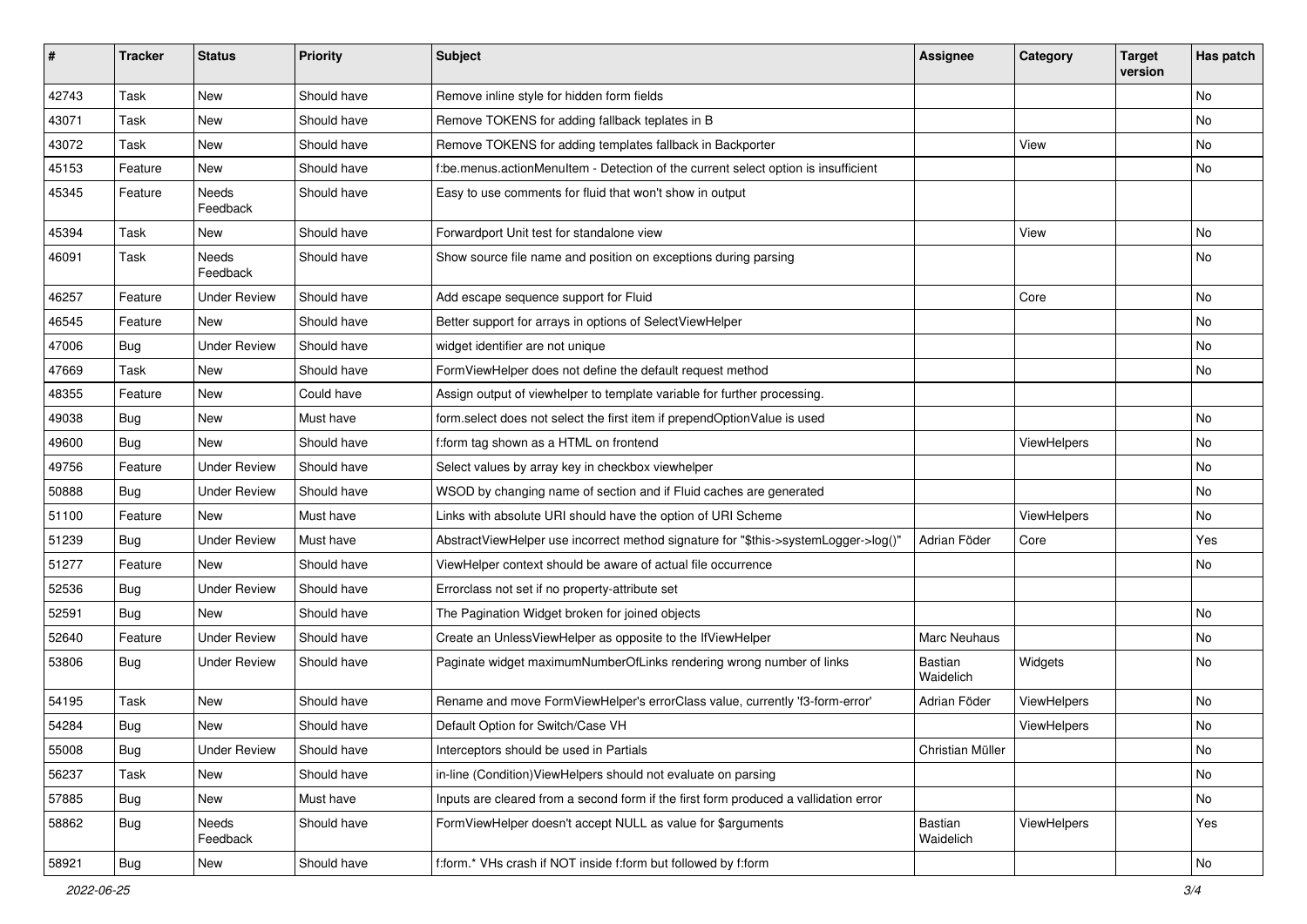| # | Tracker | Status | Priority | Subject | Assignee | Category | Target version | Has patch |
|---|---|---|---|---|---|---|---|---|
| 42743 | Task | New | Should have | Remove inline style for hidden form fields | | | | No |
| 43071 | Task | New | Should have | Remove TOKENS for adding fallback teplates in B | | | | No |
| 43072 | Task | New | Should have | Remove TOKENS for adding templates fallback in Backporter | | View | | No |
| 45153 | Feature | New | Should have | f:be.menus.actionMenuItem - Detection of the current select option is insufficient | | | | No |
| 45345 | Feature | Needs Feedback | Should have | Easy to use comments for fluid that won't show in output | | | | |
| 45394 | Task | New | Should have | Forwardport Unit test for standalone view | | View | | No |
| 46091 | Task | Needs Feedback | Should have | Show source file name and position on exceptions during parsing | | | | No |
| 46257 | Feature | Under Review | Should have | Add escape sequence support for Fluid | | Core | | No |
| 46545 | Feature | New | Should have | Better support for arrays in options of SelectViewHelper | | | | No |
| 47006 | Bug | Under Review | Should have | widget identifier are not unique | | | | No |
| 47669 | Task | New | Should have | FormViewHelper does not define the default request method | | | | No |
| 48355 | Feature | New | Could have | Assign output of viewhelper to template variable for further processing. | | | | |
| 49038 | Bug | New | Must have | form.select does not select the first item if prependOptionValue is used | | | | No |
| 49600 | Bug | New | Should have | f:form tag shown as a HTML on frontend | | ViewHelpers | | No |
| 49756 | Feature | Under Review | Should have | Select values by array key in checkbox viewhelper | | | | No |
| 50888 | Bug | Under Review | Should have | WSOD by changing name of section and if Fluid caches are generated | | | | No |
| 51100 | Feature | New | Must have | Links with absolute URI should have the option of URI Scheme | | ViewHelpers | | No |
| 51239 | Bug | Under Review | Must have | AbstractViewHelper use incorrect method signature for "$this->systemLogger->log()" | Adrian Föder | Core | | Yes |
| 51277 | Feature | New | Should have | ViewHelper context should be aware of actual file occurrence | | | | No |
| 52536 | Bug | Under Review | Should have | Errorclass not set if no property-attribute set | | | | |
| 52591 | Bug | New | Should have | The Pagination Widget broken for joined objects | | | | No |
| 52640 | Feature | Under Review | Should have | Create an UnlessViewHelper as opposite to the IfViewHelper | Marc Neuhaus | | | No |
| 53806 | Bug | Under Review | Should have | Paginate widget maximumNumberOfLinks rendering wrong number of links | Bastian Waidelich | Widgets | | No |
| 54195 | Task | New | Should have | Rename and move FormViewHelper's errorClass value, currently 'f3-form-error' | Adrian Föder | ViewHelpers | | No |
| 54284 | Bug | New | Should have | Default Option for Switch/Case VH | | ViewHelpers | | No |
| 55008 | Bug | Under Review | Should have | Interceptors should be used in Partials | Christian Müller | | | No |
| 56237 | Task | New | Should have | in-line (Condition)ViewHelpers should not evaluate on parsing | | | | No |
| 57885 | Bug | New | Must have | Inputs are cleared from a second form if the first form produced a vallidation error | | | | No |
| 58862 | Bug | Needs Feedback | Should have | FormViewHelper doesn't accept NULL as value for $arguments | Bastian Waidelich | ViewHelpers | | Yes |
| 58921 | Bug | New | Should have | f:form.* VHs crash if NOT inside f:form but followed by f:form | | | | No |

2022-06-25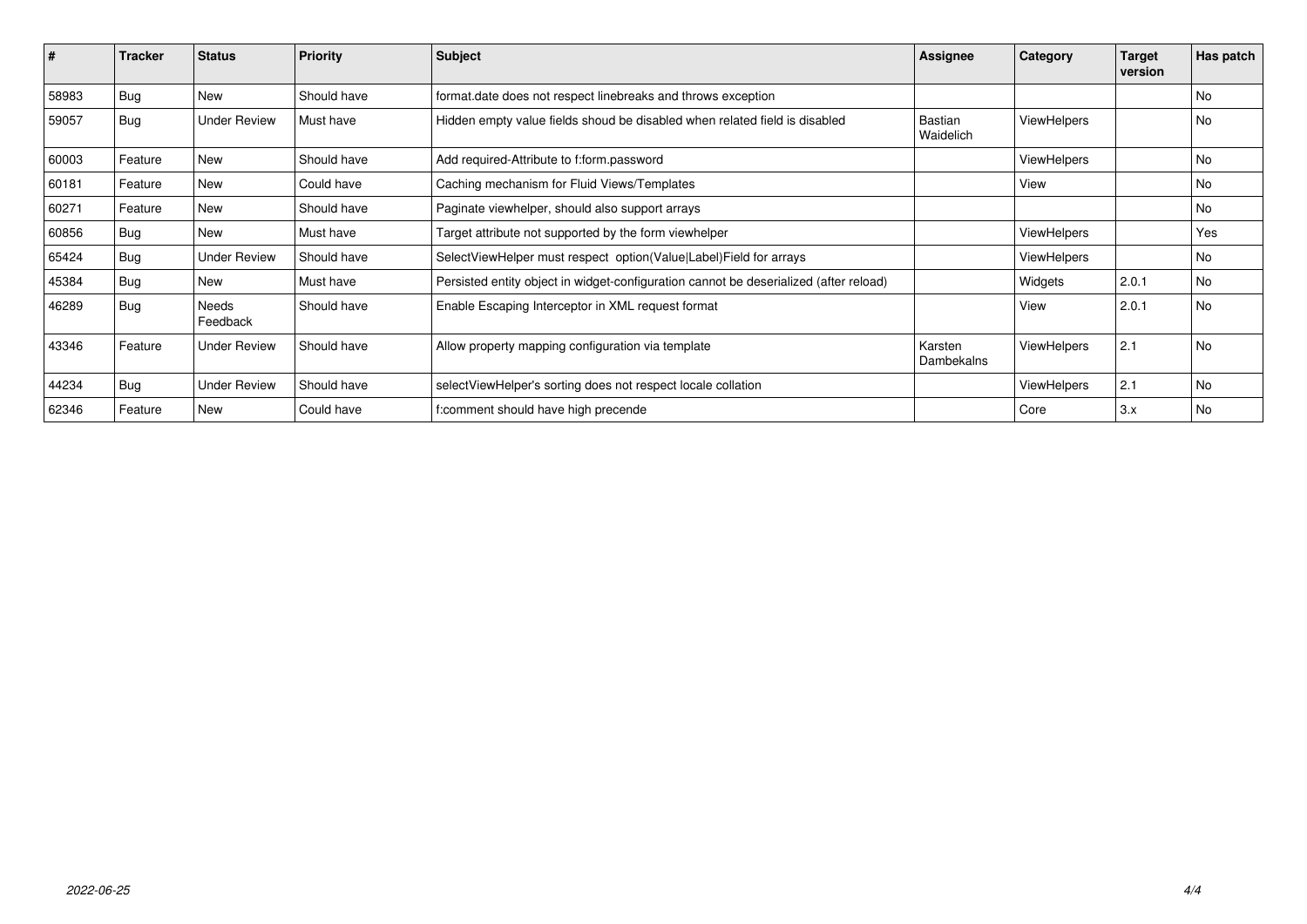| # | Tracker | Status | Priority | Subject | Assignee | Category | Target version | Has patch |
|---|---|---|---|---|---|---|---|---|
| 58983 | Bug | New | Should have | format.date does not respect linebreaks and throws exception | | | | No |
| 59057 | Bug | Under Review | Must have | Hidden empty value fields shoud be disabled when related field is disabled | Bastian Waidelich | ViewHelpers | | No |
| 60003 | Feature | New | Should have | Add required-Attribute to f:form.password | | ViewHelpers | | No |
| 60181 | Feature | New | Could have | Caching mechanism for Fluid Views/Templates | | View | | No |
| 60271 | Feature | New | Should have | Paginate viewhelper, should also support arrays | | | | No |
| 60856 | Bug | New | Must have | Target attribute not supported by the form viewhelper | | ViewHelpers | | Yes |
| 65424 | Bug | Under Review | Should have | SelectViewHelper must respect option(Value\|Label)Field for arrays | | ViewHelpers | | No |
| 45384 | Bug | New | Must have | Persisted entity object in widget-configuration cannot be deserialized (after reload) | | Widgets | 2.0.1 | No |
| 46289 | Bug | Needs Feedback | Should have | Enable Escaping Interceptor in XML request format | | View | 2.0.1 | No |
| 43346 | Feature | Under Review | Should have | Allow property mapping configuration via template | Karsten Dambekalns | ViewHelpers | 2.1 | No |
| 44234 | Bug | Under Review | Should have | selectViewHelper's sorting does not respect locale collation | | ViewHelpers | 2.1 | No |
| 62346 | Feature | New | Could have | f:comment should have high precende | | Core | 3.x | No |

*2022-06-25*